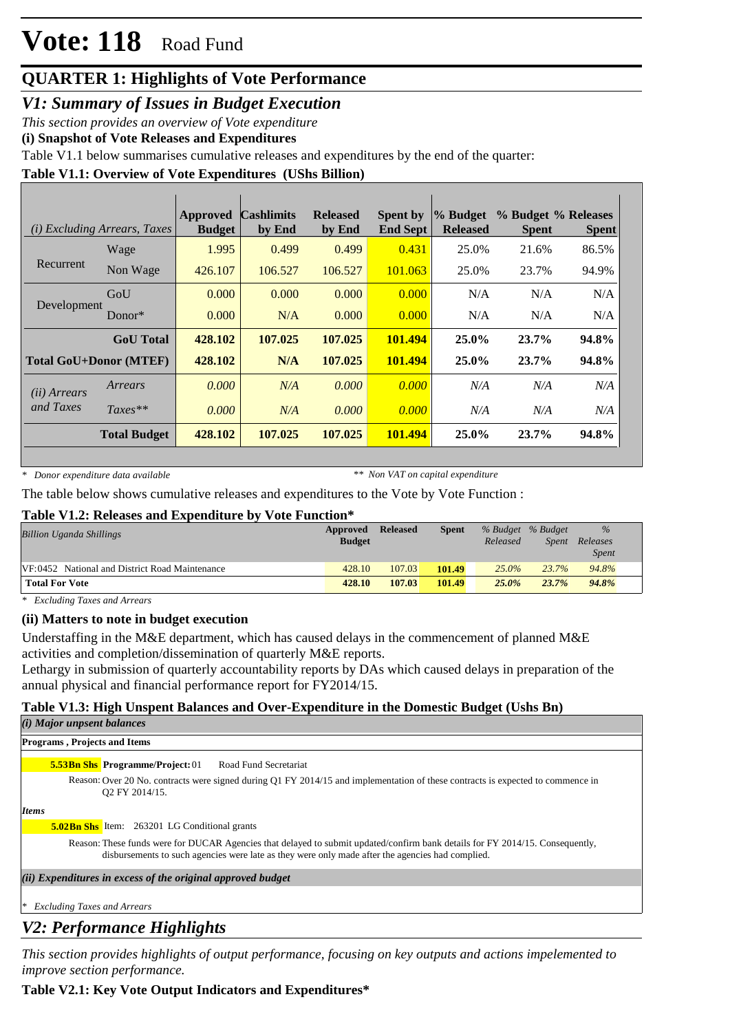# Vote: 118 Road Fund

## QUARTER 1: Highlights of Vote Performance

### *V1: Summary of Issues in Budget Execution*

*This section provides an overview of Vote expenditure*

**(i) Snapshot of Vote Releases and Expenditures**

Table V1.1 below summarises cumulative releases and expenditures by the end of the quarter:

**Table V1.1: Overview of Vote Expenditures (UShs Billion)**

| *(i) Excluding Arrears, Taxes* | | Approved Budget | Cashlimits by End | Released by End | Spent by End Sept | % Budget Released | % Budget Spent | % Releases Spent |
|---|---|---|---|---|---|---|---|---|
| Recurrent | Wage | 1.995 | 0.499 | 0.499 | 0.431 | 25.0% | 21.6% | 86.5% |
| | Non Wage | 426.107 | 106.527 | 106.527 | 101.063 | 25.0% | 23.7% | 94.9% |
| Development | GoU | 0.000 | 0.000 | 0.000 | 0.000 | N/A | N/A | N/A |
| | Donor* | 0.000 | N/A | 0.000 | 0.000 | N/A | N/A | N/A |
| | **GoU Total** | **428.102** | **107.025** | **107.025** | **101.494** | **25.0%** | **23.7%** | **94.8%** |
| **Total GoU+Donor (MTEF)** | | **428.102** | **N/A** | **107.025** | **101.494** | **25.0%** | **23.7%** | **94.8%** |
| *(ii) Arrears and Taxes* | *Arrears* | *0.000* | *N/A* | *0.000* | *0.000* | *N/A* | *N/A* | *N/A* |
| | *Taxes*** | *0.000* | *N/A* | *0.000* | *0.000* | *N/A* | *N/A* | *N/A* |
| | **Total Budget** | **428.102** | **107.025** | **107.025** | **101.494** | **25.0%** | **23.7%** | **94.8%** |

*\* Donor expenditure data available* *\*\* Non VAT on capital expenditure*

The table below shows cumulative releases and expenditures to the Vote by Vote Function :

**Table V1.2: Releases and Expenditure by Vote Function\***

| *Billion Uganda Shillings* | Approved Budget | Released | Spent | *% Budget Released* | *% Budget Spent* | *% Releases Spent* |
|---|---|---|---|---|---|---|
| VF:0452 National and District Road Maintenance | 428.10 | 107.03 | **101.49** | *25.0%* | *23.7%* | *94.8%* |
| **Total For Vote** | **428.10** | **107.03** | **101.49** | ***25.0%*** | ***23.7%*** | ***94.8%*** |

*\* Excluding Taxes and Arrears*

**(ii) Matters to note in budget execution**

Understaffing in the M&E department, which has caused delays in the commencement of planned M&E activities and completion/dissemination of quarterly M&E reports.

Lethargy in submission of quarterly accountability reports by DAs which caused delays in preparation of the annual physical and financial performance report for FY2014/15.

**Table V1.3: High Unspent Balances and Over-Expenditure in the Domestic Budget (Ushs Bn)**

*(i) Major unpsent balances*

**Programs , Projects and Items**

**5.53Bn Shs** **Programme/Project:** 01 Road Fund Secretariat

Reason: Over 20 No. contracts were signed during Q1 FY 2014/15 and implementation of these contracts is expected to commence in Q2 FY 2014/15.

***Items***

**5.02Bn Shs** Item: 263201 LG Conditional grants

Reason: These funds were for DUCAR Agencies that delayed to submit updated/confirm bank details for FY 2014/15. Consequently, disbursements to such agencies were late as they were only made after the agencies had complied.

*(ii) Expenditures in excess of the original approved budget*

*\* Excluding Taxes and Arrears*

### *V2: Performance Highlights*

*This section provides highlights of output performance, focusing on key outputs and actions impelemented to improve section performance.*

**Table V2.1: Key Vote Output Indicators and Expenditures\***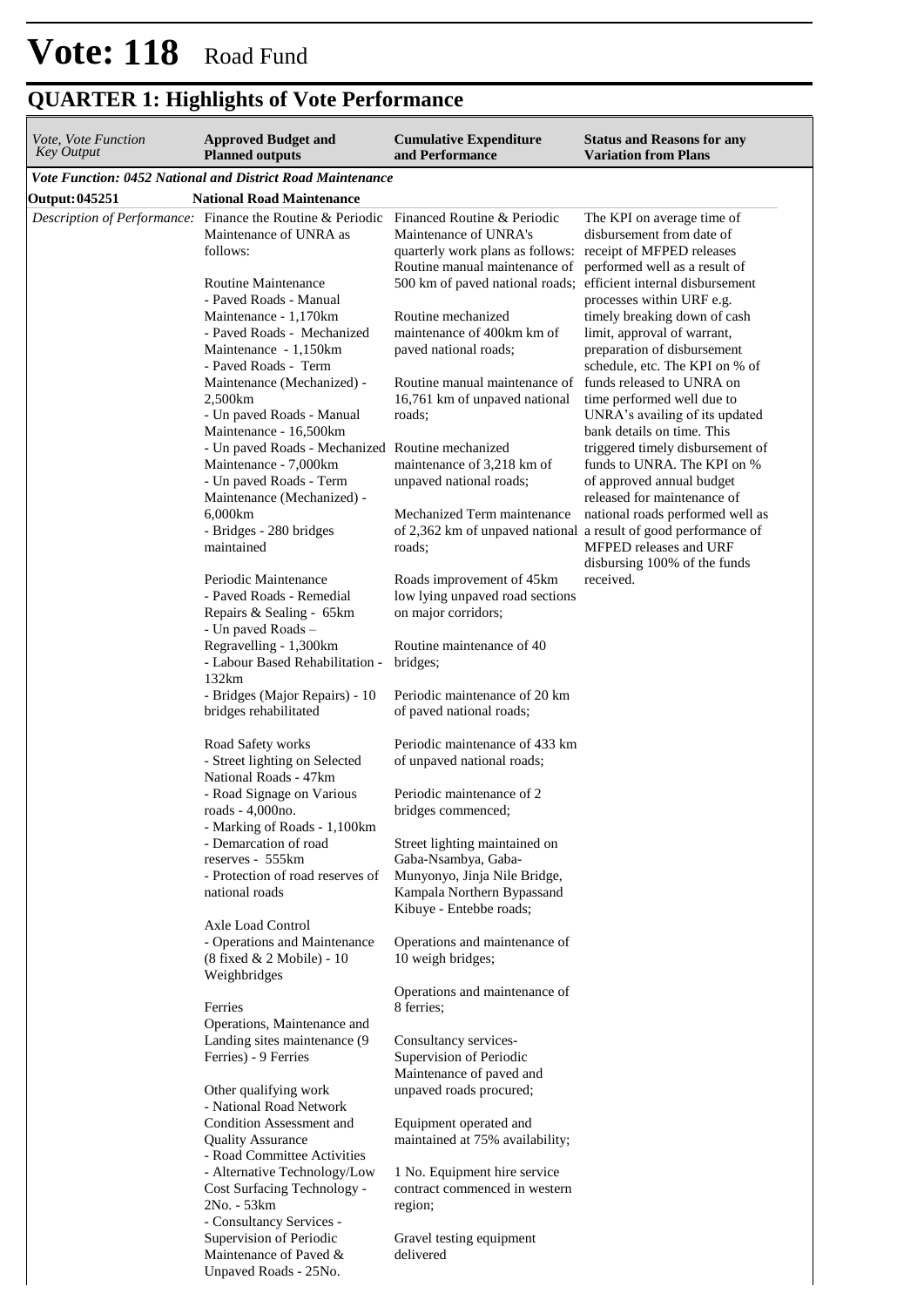# Vote: 118 Road Fund

## QUARTER 1: Highlights of Vote Performance

| *Vote, Vote Function Key Output* | **Approved Budget and Planned outputs** | **Cumulative Expenditure and Performance** | **Status and Reasons for any Variation from Plans** |
|---|---|---|---|
| ***Vote Function: 0452 National and District Road Maintenance*** | | | |
| **Output: 045251** | **National Road Maintenance** | | |
| *Description of Performance:* | Finance the Routine & Periodic Maintenance of UNRA as follows:<br><br>Routine Maintenance<br>- Paved Roads - Manual Maintenance - 1,170km<br>- Paved Roads - Mechanized Maintenance - 1,150km<br>- Paved Roads - Term Maintenance (Mechanized) - 2,500km<br>- Un paved Roads - Manual Maintenance - 16,500km<br>- Un paved Roads - Mechanized Maintenance - 7,000km<br>- Un paved Roads - Term Maintenance (Mechanized) - 6,000km<br>- Bridges - 280 bridges maintained<br><br>Periodic Maintenance<br>- Paved Roads - Remedial Repairs & Sealing - 65km<br>- Un paved Roads – Regravelling - 1,300km<br>- Labour Based Rehabilitation - 132km<br>- Bridges (Major Repairs) - 10 bridges rehabilitated<br><br>Road Safety works<br>- Street lighting on Selected National Roads - 47km<br>- Road Signage on Various roads - 4,000no.<br>- Marking of Roads - 1,100km<br>- Demarcation of road reserves - 555km<br>- Protection of road reserves of national roads<br><br>Axle Load Control<br>- Operations and Maintenance (8 fixed & 2 Mobile) - 10 Weighbridges<br><br>Ferries<br>Operations, Maintenance and Landing sites maintenance (9 Ferries) - 9 Ferries<br><br>Other qualifying work<br>- National Road Network Condition Assessment and Quality Assurance<br>- Road Committee Activities<br>- Alternative Technology/Low Cost Surfacing Technology - 2No. - 53km<br>- Consultancy Services - Supervision of Periodic Maintenance of Paved & Unpaved Roads - 25No. | Financed Routine & Periodic Maintenance of UNRA's quarterly work plans as follows: Routine manual maintenance of 500 km of paved national roads;<br><br>Routine mechanized maintenance of 400km km of paved national roads;<br><br>Routine manual maintenance of 16,761 km of unpaved national roads;<br><br>Routine mechanized maintenance of 3,218 km of unpaved national roads;<br><br>Mechanized Term maintenance of 2,362 km of unpaved national roads;<br><br>Roads improvement of 45km low lying unpaved road sections on major corridors;<br><br>Routine maintenance of 40 bridges;<br><br>Periodic maintenance of 20 km of paved national roads;<br><br>Periodic maintenance of 433 km of unpaved national roads;<br><br>Periodic maintenance of 2 bridges commenced;<br><br>Street lighting maintained on Gaba-Nsambya, Gaba-Munyonyo, Jinja Nile Bridge, Kampala Northern Bypassand Kibuye - Entebbe roads;<br><br>Operations and maintenance of 10 weigh bridges;<br><br>Operations and maintenance of 8 ferries;<br><br>Consultancy services- Supervision of Periodic Maintenance of paved and unpaved roads procured;<br><br>Equipment operated and maintained at 75% availability;<br><br>1 No. Equipment hire service contract commenced in western region;<br><br>Gravel testing equipment delivered | The KPI on average time of disbursement from date of receipt of MFPED releases performed well as a result of efficient internal disbursement processes within URF e.g. timely breaking down of cash limit, approval of warrant, preparation of disbursement schedule, etc. The KPI on % of funds released to UNRA on time performed well due to UNRA's availing of its updated bank details on time. This triggered timely disbursement of funds to UNRA. The KPI on % of approved annual budget released for maintenance of national roads performed well as a result of good performance of MFPED releases and URF disbursing 100% of the funds received. |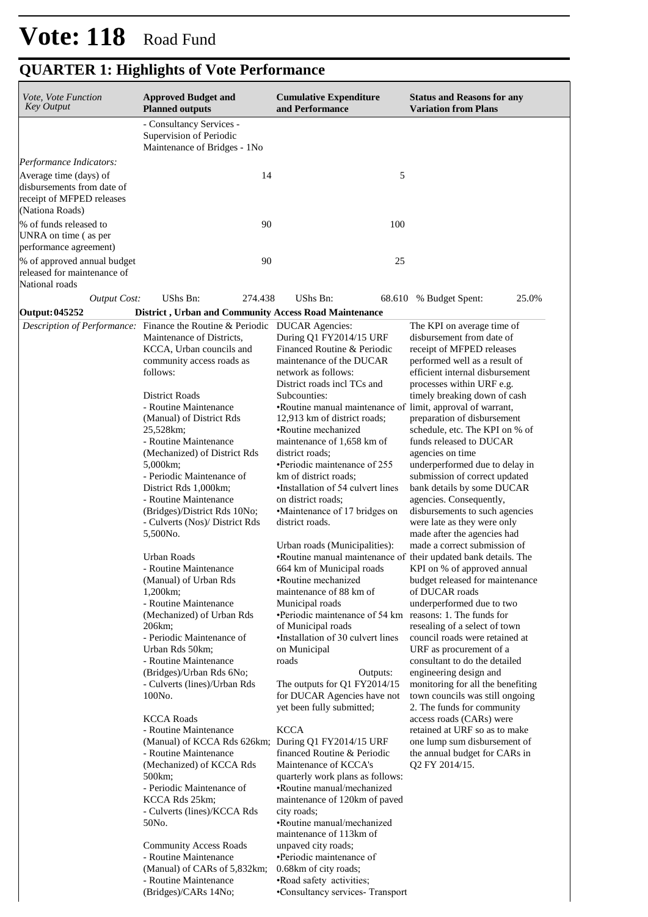# Vote: 118 Road Fund

## QUARTER 1: Highlights of Vote Performance

| *Vote, Vote Function Key Output* | **Approved Budget and Planned outputs** | **Cumulative Expenditure and Performance** | **Status and Reasons for any Variation from Plans** |
|---|---|---|---|
| | - Consultancy Services - Supervision of Periodic Maintenance of Bridges - 1No | | |
| *Performance Indicators:* | | | |
| Average time (days) of disbursements from date of receipt of MFPED releases (Nationa Roads) | 14 | 5 | |
| % of funds released to UNRA on time ( as per performance agreement) | 90 | 100 | |
| % of approved annual budget released for maintenance of National roads | 90 | 25 | |
| *Output Cost:* | UShs Bn: 274.438 | UShs Bn: 68.610 | % Budget Spent: 25.0% |
| **Output: 045252** | **District , Urban and Community Access Road Maintenance** | | |
| *Description of Performance:* | Finance the Routine & Periodic Maintenance of Districts, KCCA, Urban councils and community access roads as follows:<br><br>District Roads<br>- Routine Maintenance (Manual) of District Rds 25,528km;<br>- Routine Maintenance (Mechanized) of District Rds 5,000km;<br>- Periodic Maintenance of District Rds 1,000km;<br>- Routine Maintenance (Bridges)/District Rds 10No;<br>- Culverts (Nos)/ District Rds 5,500No.<br><br>Urban Roads<br>- Routine Maintenance (Manual) of Urban Rds 1,200km;<br>- Routine Maintenance (Mechanized) of Urban Rds 206km;<br>- Periodic Maintenance of Urban Rds 50km;<br>- Routine Maintenance (Bridges)/Urban Rds 6No;<br>- Culverts (lines)/Urban Rds 100No.<br><br>KCCA Roads<br>- Routine Maintenance (Manual) of KCCA Rds 626km;<br>- Routine Maintenance (Mechanized) of KCCA Rds 500km;<br>- Periodic Maintenance of KCCA Rds 25km;<br>- Culverts (lines)/KCCA Rds 50No.<br><br>Community Access Roads<br>- Routine Maintenance (Manual) of CARs of 5,832km;<br>- Routine Maintenance (Bridges)/CARs 14No; | DUCAR Agencies:<br>During Q1 FY2014/15 URF Financed Routine & Periodic maintenance of the DUCAR network as follows:<br>District roads incl TCs and Subcounties:<br>•Routine manual maintenance of 12,913 km of district roads;<br>•Routine mechanized maintenance of 1,658 km of district roads;<br>•Periodic maintenance of 255 km of district roads;<br>•Installation of 54 culvert lines on district roads;<br>•Maintenance of 17 bridges on district roads.<br><br>Urban roads (Municipalities):<br>•Routine manual maintenance of 664 km of Municipal roads<br>•Routine mechanized maintenance of 88 km of Municipal roads<br>•Periodic maintenance of 54 km of Municipal roads<br>•Installation of 30 culvert lines on Municipal roads<br>Outputs:<br>The outputs for Q1 FY2014/15 for DUCAR Agencies have not yet been fully submitted;<br><br>KCCA<br>During Q1 FY2014/15 URF financed Routine & Periodic Maintenance of KCCA's quarterly work plans as follows:<br>•Routine manual/mechanized maintenance of 120km of paved city roads;<br>•Routine manual/mechanized maintenance of 113km of unpaved city roads;<br>•Periodic maintenance of 0.68km of city roads;<br>•Road safety activities;<br>•Consultancy services- Transport | The KPI on average time of disbursement from date of receipt of MFPED releases performed well as a result of efficient internal disbursement processes within URF e.g. timely breaking down of cash limit, approval of warrant, preparation of disbursement schedule, etc. The KPI on % of funds released to DUCAR agencies on time underperformed due to delay in submission of correct updated bank details by some DUCAR agencies. Consequently, disbursements to such agencies were late as they were only made after the agencies had made a correct submission of their updated bank details. The KPI on % of approved annual budget released for maintenance of DUCAR roads underperformed due to two reasons: 1. The funds for resealing of a select of town council roads were retained at URF as procurement of a consultant to do the detailed engineering design and monitoring for all the benefiting town councils was still ongoing 2. The funds for community access roads (CARs) were retained at URF so as to make one lump sum disbursement of the annual budget for CARs in Q2 FY 2014/15. |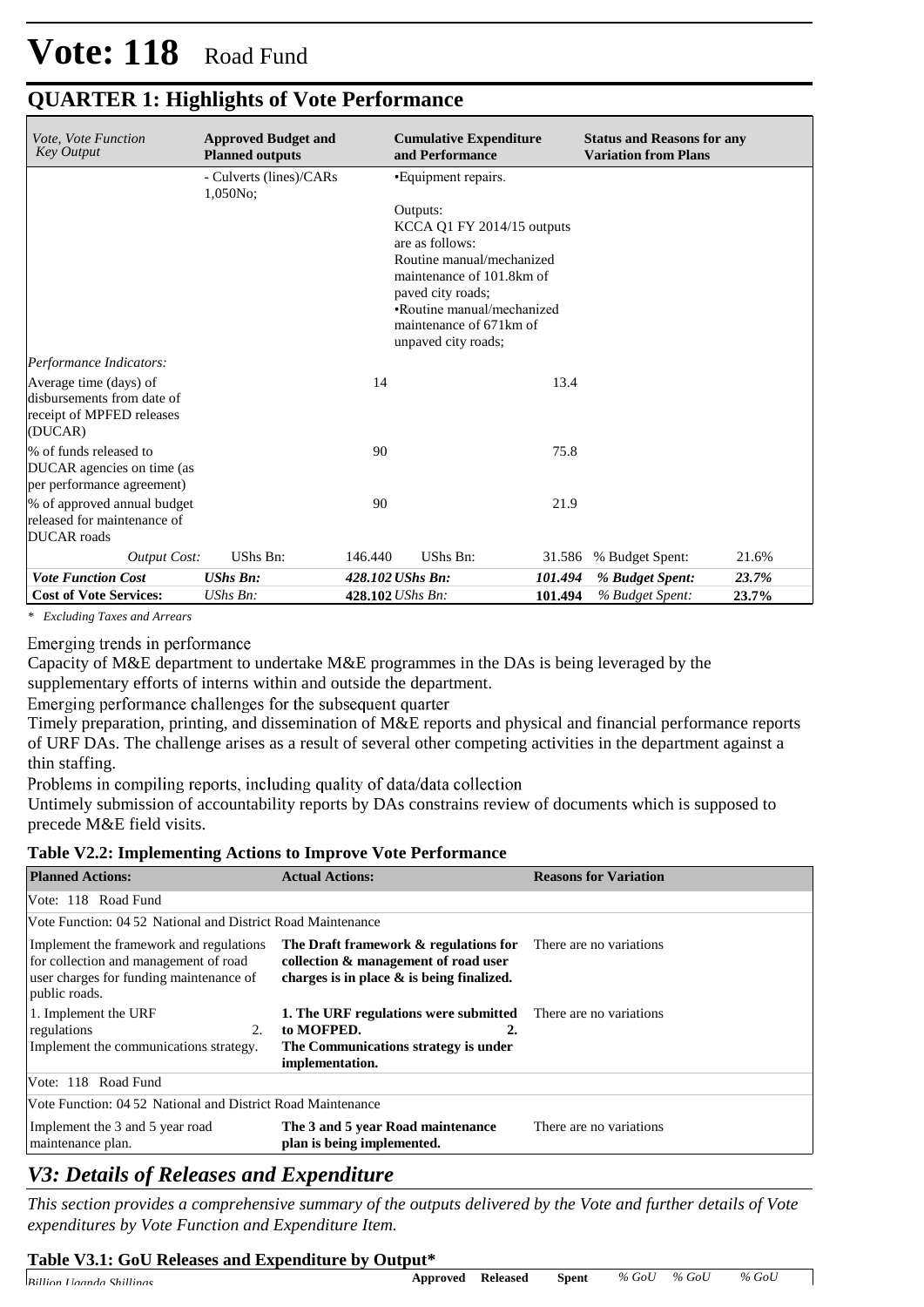# Vote: 118 Road Fund

## QUARTER 1: Highlights of Vote Performance

| *Vote, Vote Function Key Output* | **Approved Budget and Planned outputs** | | **Cumulative Expenditure and Performance** | | **Status and Reasons for any Variation from Plans** | |
|---|---|---|---|---|---|---|
| | - Culverts (lines)/CARs 1,050No; | | •Equipment repairs.<br><br>Outputs:<br>KCCA Q1 FY 2014/15 outputs are as follows:<br>Routine manual/mechanized maintenance of 101.8km of paved city roads;<br>•Routine manual/mechanized maintenance of 671km of unpaved city roads; | | | |
| *Performance Indicators:* | | | | | | |
| Average time (days) of disbursements from date of receipt of MPFED releases (DUCAR) | | 14 | | 13.4 | | |
| % of funds released to DUCAR agencies on time (as per performance agreement) | | 90 | | 75.8 | | |
| % of approved annual budget released for maintenance of DUCAR roads | | 90 | | 21.9 | | |
| *Output Cost:* | UShs Bn: | 146.440 | UShs Bn: | 31.586 | % Budget Spent: | 21.6% |
| ***Vote Function Cost*** | ***UShs Bn:*** | ***428.102*** | ***UShs Bn:*** | ***101.494*** | ***% Budget Spent:*** | ***23.7%*** |
| **Cost of Vote Services:** | *UShs Bn:* | **428.102** | *UShs Bn:* | **101.494** | *% Budget Spent:* | **23.7%** |

*\* Excluding Taxes and Arrears*

Emerging trends in performance

Capacity of M&E department to undertake M&E programmes in the DAs is being leveraged by the supplementary efforts of interns within and outside the department.

Emerging performance challenges for the subsequent quarter

Timely preparation, printing, and dissemination of M&E reports and physical and financial performance reports of URF DAs. The challenge arises as a result of several other competing activities in the department against a thin staffing.

Problems in compiling reports, including quality of data/data collection

Untimely submission of accountability reports by DAs constrains review of documents which is supposed to precede M&E field visits.

**Table V2.2: Implementing Actions to Improve Vote Performance**

| **Planned Actions:** | **Actual Actions:** | **Reasons for Variation** |
|---|---|---|
| Vote: 118 Road Fund | | |
| Vote Function: 04 52 National and District Road Maintenance | | |
| Implement the framework and regulations for collection and management of road user charges for funding maintenance of public roads. | **The Draft framework & regulations for collection & management of road user charges is in place & is being finalized.** | There are no variations |
| 1. Implement the URF regulations 2. Implement the communications strategy. | **1. The URF regulations were submitted to MOFPED. 2. The Communications strategy is under implementation.** | There are no variations |
| Vote: 118 Road Fund | | |
| Vote Function: 04 52 National and District Road Maintenance | | |
| Implement the 3 and 5 year road maintenance plan. | **The 3 and 5 year Road maintenance plan is being implemented.** | There are no variations |

## V3: Details of Releases and Expenditure

*This section provides a comprehensive summary of the outputs delivered by the Vote and further details of Vote expenditures by Vote Function and Expenditure Item.*

**Table V3.1: GoU Releases and Expenditure by Output\***

| *Billion Uganda Shillings* | **Approved** | **Released** | **Spent** | *% GoU* | *% GoU* | *% GoU* |
|---|---|---|---|---|---|---|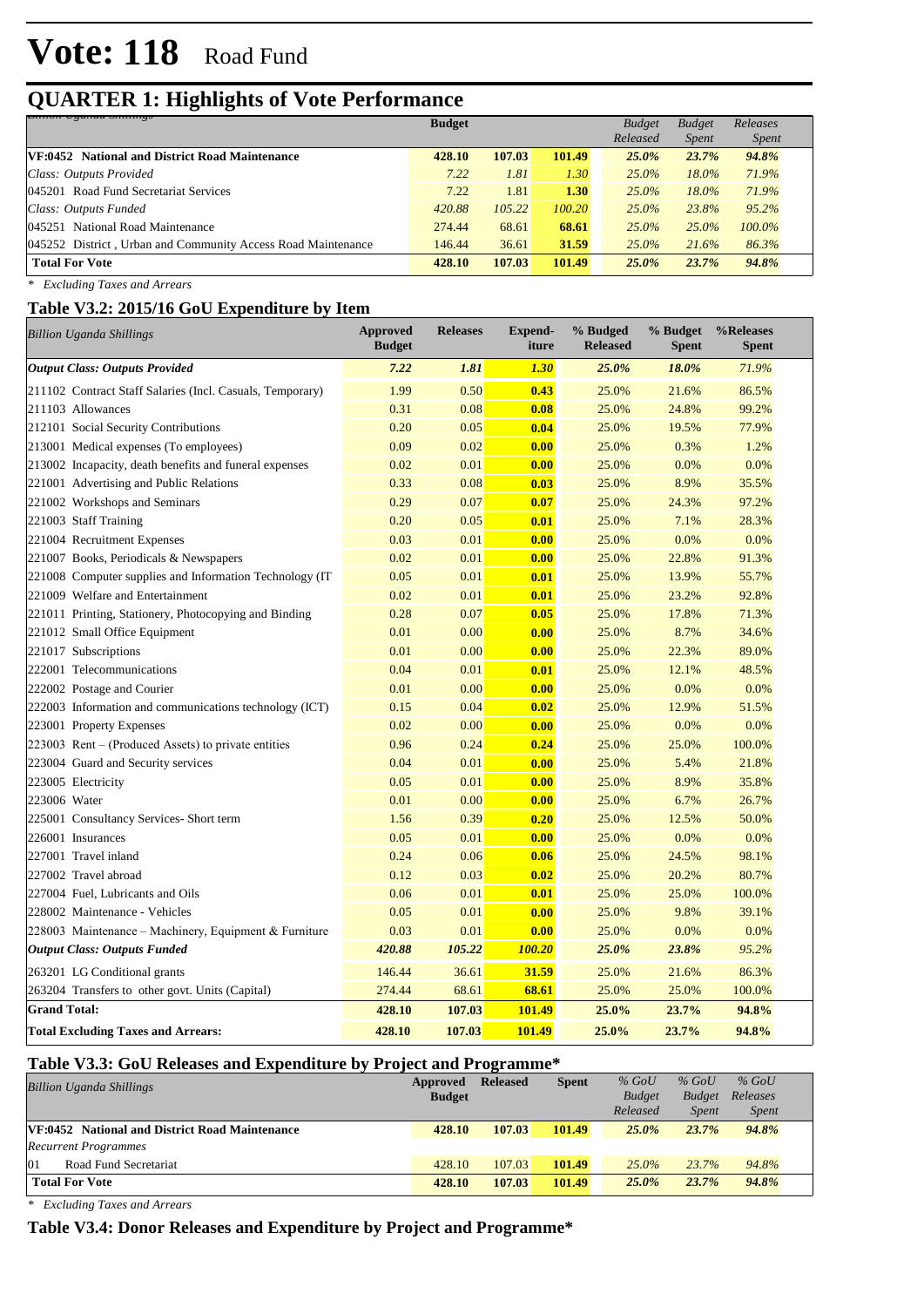# Vote: 118 Road Fund

## QUARTER 1: Highlights of Vote Performance

| Billion Uganda Shillings | Budget | | | *Budget Released* | *Budget Spent* | *Releases Spent* |
|---|---|---|---|---|---|---|
| **VF:0452 National and District Road Maintenance** | **428.10** | **107.03** | **101.49** | ***25.0%*** | ***23.7%*** | ***94.8%*** |
| *Class: Outputs Provided* | *7.22* | *1.81* | *1.30* | *25.0%* | *18.0%* | *71.9%* |
| 045201 Road Fund Secretariat Services | 7.22 | 1.81 | **1.30** | *25.0%* | *18.0%* | *71.9%* |
| *Class: Outputs Funded* | *420.88* | *105.22* | *100.20* | *25.0%* | *23.8%* | *95.2%* |
| 045251 National Road Maintenance | 274.44 | 68.61 | **68.61** | *25.0%* | *25.0%* | *100.0%* |
| 045252 District , Urban and Community Access Road Maintenance | 146.44 | 36.61 | **31.59** | *25.0%* | *21.6%* | *86.3%* |
| **Total For Vote** | **428.10** | **107.03** | **101.49** | ***25.0%*** | ***23.7%*** | ***94.8%*** |

*\* Excluding Taxes and Arrears*

### Table V3.2: 2015/16 GoU Expenditure by Item

| *Billion Uganda Shillings* | Approved Budget | Releases | Expend-iture | % Budged Released | % Budget Spent | %Releases Spent |
|---|---|---|---|---|---|---|
| ***Output Class: Outputs Provided*** | ***7.22*** | ***1.81*** | ***1.30*** | ***25.0%*** | ***18.0%*** | *71.9%* |
| 211102 Contract Staff Salaries (Incl. Casuals, Temporary) | 1.99 | 0.50 | **0.43** | 25.0% | 21.6% | 86.5% |
| 211103 Allowances | 0.31 | 0.08 | **0.08** | 25.0% | 24.8% | 99.2% |
| 212101 Social Security Contributions | 0.20 | 0.05 | **0.04** | 25.0% | 19.5% | 77.9% |
| 213001 Medical expenses (To employees) | 0.09 | 0.02 | **0.00** | 25.0% | 0.3% | 1.2% |
| 213002 Incapacity, death benefits and funeral expenses | 0.02 | 0.01 | **0.00** | 25.0% | 0.0% | 0.0% |
| 221001 Advertising and Public Relations | 0.33 | 0.08 | **0.03** | 25.0% | 8.9% | 35.5% |
| 221002 Workshops and Seminars | 0.29 | 0.07 | **0.07** | 25.0% | 24.3% | 97.2% |
| 221003 Staff Training | 0.20 | 0.05 | **0.01** | 25.0% | 7.1% | 28.3% |
| 221004 Recruitment Expenses | 0.03 | 0.01 | **0.00** | 25.0% | 0.0% | 0.0% |
| 221007 Books, Periodicals & Newspapers | 0.02 | 0.01 | **0.00** | 25.0% | 22.8% | 91.3% |
| 221008 Computer supplies and Information Technology (IT | 0.05 | 0.01 | **0.01** | 25.0% | 13.9% | 55.7% |
| 221009 Welfare and Entertainment | 0.02 | 0.01 | **0.01** | 25.0% | 23.2% | 92.8% |
| 221011 Printing, Stationery, Photocopying and Binding | 0.28 | 0.07 | **0.05** | 25.0% | 17.8% | 71.3% |
| 221012 Small Office Equipment | 0.01 | 0.00 | **0.00** | 25.0% | 8.7% | 34.6% |
| 221017 Subscriptions | 0.01 | 0.00 | **0.00** | 25.0% | 22.3% | 89.0% |
| 222001 Telecommunications | 0.04 | 0.01 | **0.01** | 25.0% | 12.1% | 48.5% |
| 222002 Postage and Courier | 0.01 | 0.00 | **0.00** | 25.0% | 0.0% | 0.0% |
| 222003 Information and communications technology (ICT) | 0.15 | 0.04 | **0.02** | 25.0% | 12.9% | 51.5% |
| 223001 Property Expenses | 0.02 | 0.00 | **0.00** | 25.0% | 0.0% | 0.0% |
| 223003 Rent – (Produced Assets) to private entities | 0.96 | 0.24 | **0.24** | 25.0% | 25.0% | 100.0% |
| 223004 Guard and Security services | 0.04 | 0.01 | **0.00** | 25.0% | 5.4% | 21.8% |
| 223005 Electricity | 0.05 | 0.01 | **0.00** | 25.0% | 8.9% | 35.8% |
| 223006 Water | 0.01 | 0.00 | **0.00** | 25.0% | 6.7% | 26.7% |
| 225001 Consultancy Services- Short term | 1.56 | 0.39 | **0.20** | 25.0% | 12.5% | 50.0% |
| 226001 Insurances | 0.05 | 0.01 | **0.00** | 25.0% | 0.0% | 0.0% |
| 227001 Travel inland | 0.24 | 0.06 | **0.06** | 25.0% | 24.5% | 98.1% |
| 227002 Travel abroad | 0.12 | 0.03 | **0.02** | 25.0% | 20.2% | 80.7% |
| 227004 Fuel, Lubricants and Oils | 0.06 | 0.01 | **0.01** | 25.0% | 25.0% | 100.0% |
| 228002 Maintenance - Vehicles | 0.05 | 0.01 | **0.00** | 25.0% | 9.8% | 39.1% |
| 228003 Maintenance – Machinery, Equipment & Furniture | 0.03 | 0.01 | **0.00** | 25.0% | 0.0% | 0.0% |
| ***Output Class: Outputs Funded*** | ***420.88*** | ***105.22*** | ***100.20*** | ***25.0%*** | ***23.8%*** | *95.2%* |
| 263201 LG Conditional grants | 146.44 | 36.61 | **31.59** | 25.0% | 21.6% | 86.3% |
| 263204 Transfers to other govt. Units (Capital) | 274.44 | 68.61 | **68.61** | 25.0% | 25.0% | 100.0% |
| **Grand Total:** | **428.10** | **107.03** | **101.49** | **25.0%** | **23.7%** | **94.8%** |
| **Total Excluding Taxes and Arrears:** | **428.10** | **107.03** | **101.49** | **25.0%** | **23.7%** | **94.8%** |

### Table V3.3: GoU Releases and Expenditure by Project and Programme*

| *Billion Uganda Shillings* | Approved Budget | Released | Spent | *% GoU Budget Released* | *% GoU Budget Spent* | *% GoU Releases Spent* |
|---|---|---|---|---|---|---|
| **VF:0452 National and District Road Maintenance** | **428.10** | **107.03** | **101.49** | ***25.0%*** | ***23.7%*** | ***94.8%*** |
| *Recurrent Programmes* | | | | | | |
| 01 Road Fund Secretariat | 428.10 | 107.03 | **101.49** | *25.0%* | *23.7%* | *94.8%* |
| **Total For Vote** | **428.10** | **107.03** | **101.49** | ***25.0%*** | ***23.7%*** | ***94.8%*** |

*\* Excluding Taxes and Arrears*

### Table V3.4: Donor Releases and Expenditure by Project and Programme*